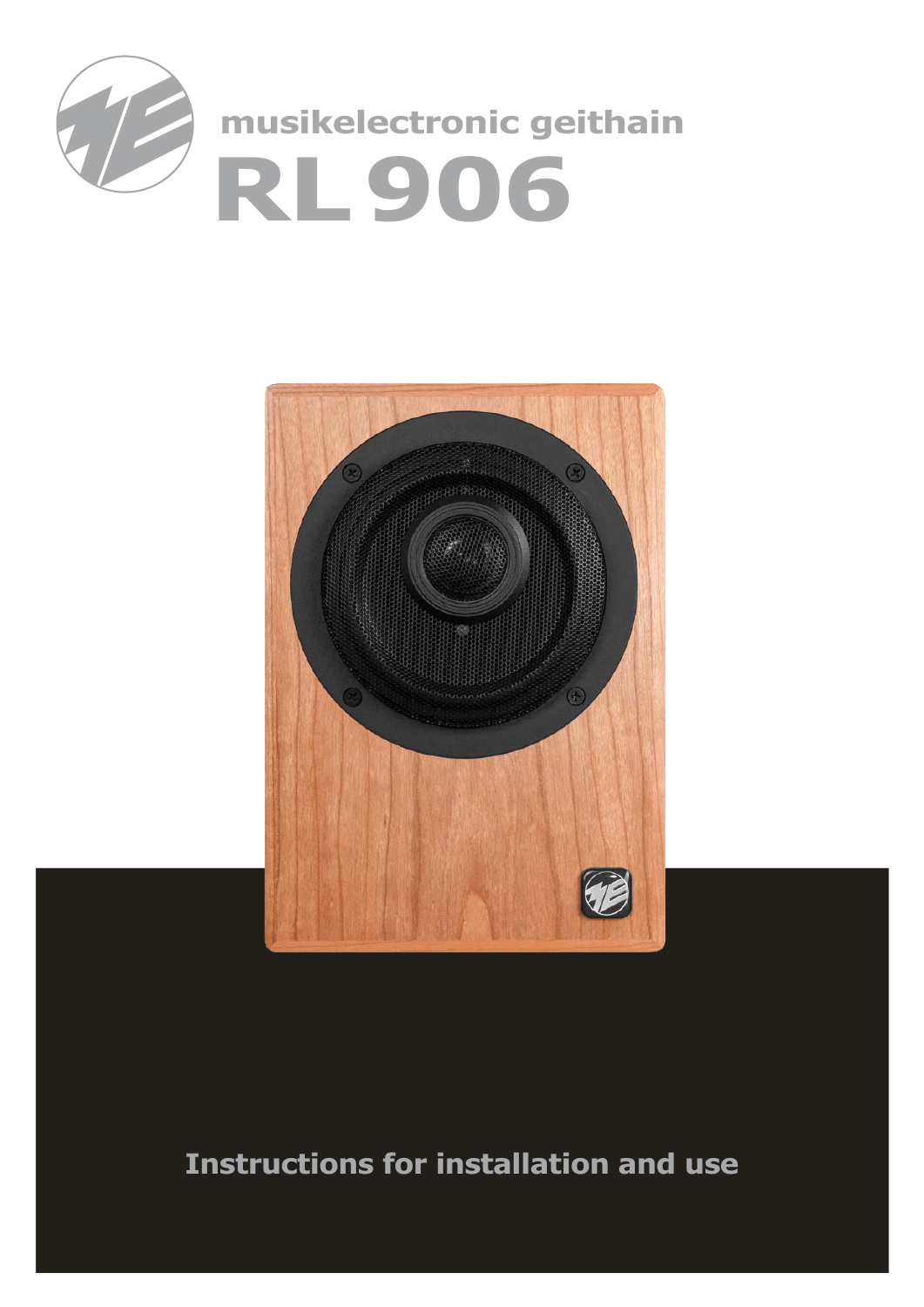musikelectronic geithain

# RL 906

## Instructions for installation and use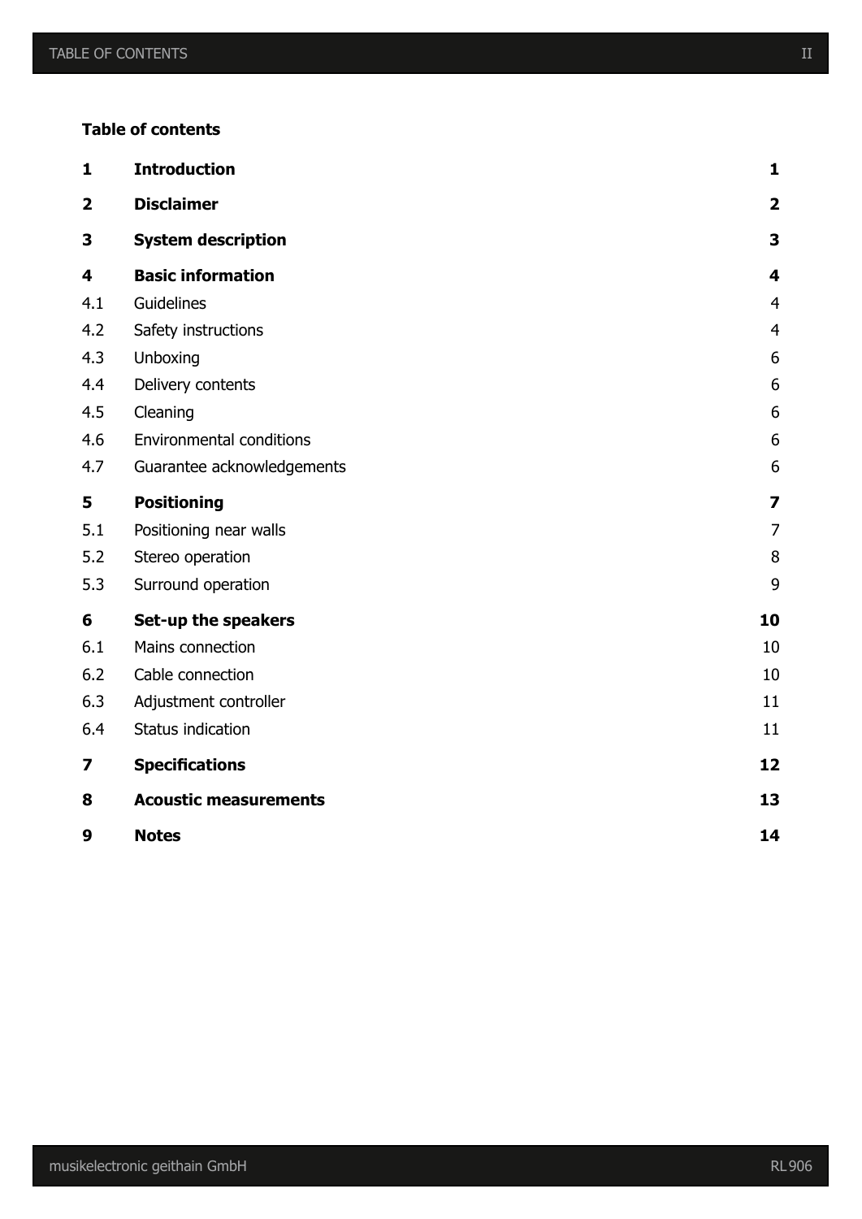**Table of contents**

| | | |
|---|---|---|
| **1** | **Introduction** | **1** |
| **2** | **Disclaimer** | **2** |
| **3** | **System description** | **3** |
| **4** | **Basic information** | **4** |
| 4.1 | Guidelines | 4 |
| 4.2 | Safety instructions | 4 |
| 4.3 | Unboxing | 6 |
| 4.4 | Delivery contents | 6 |
| 4.5 | Cleaning | 6 |
| 4.6 | Environmental conditions | 6 |
| 4.7 | Guarantee acknowledgements | 6 |
| **5** | **Positioning** | **7** |
| 5.1 | Positioning near walls | 7 |
| 5.2 | Stereo operation | 8 |
| 5.3 | Surround operation | 9 |
| **6** | **Set-up the speakers** | **10** |
| 6.1 | Mains connection | 10 |
| 6.2 | Cable connection | 10 |
| 6.3 | Adjustment controller | 11 |
| 6.4 | Status indication | 11 |
| **7** | **Specifications** | **12** |
| **8** | **Acoustic measurements** | **13** |
| **9** | **Notes** | **14** |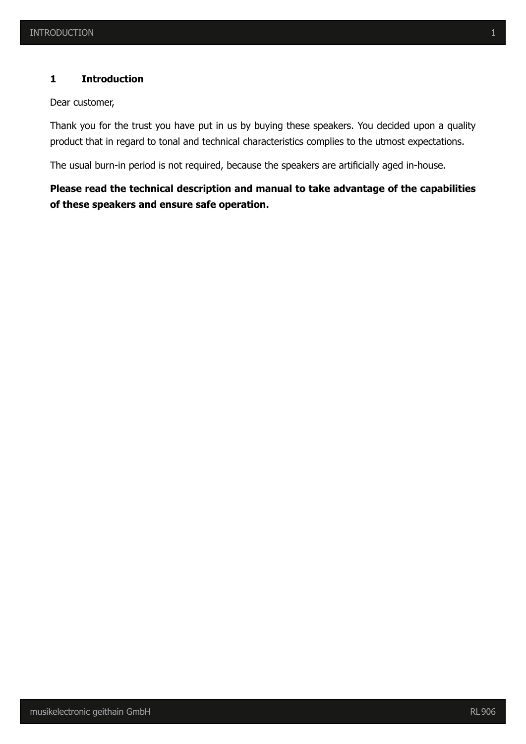# 1 Introduction

Dear customer,

Thank you for the trust you have put in us by buying these speakers. You decided upon a quality product that in regard to tonal and technical characteristics complies to the utmost expectations.

The usual burn-in period is not required, because the speakers are artificially aged in-house.

**Please read the technical description and manual to take advantage of the capabilities of these speakers and ensure safe operation.**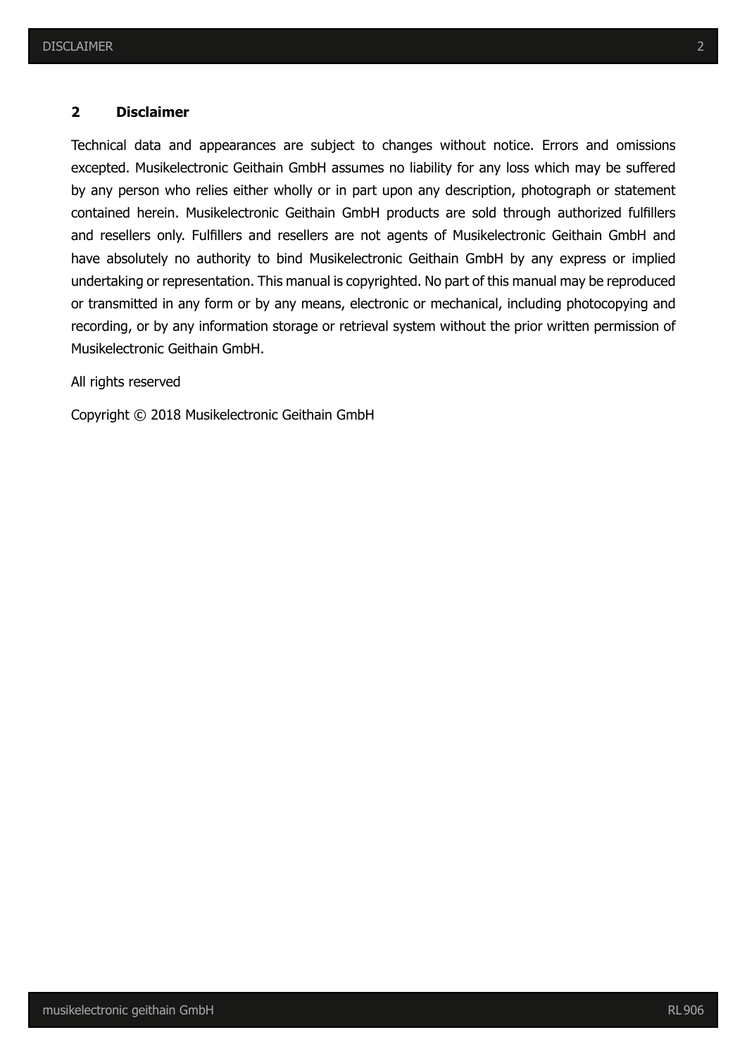## 2 Disclaimer

Technical data and appearances are subject to changes without notice. Errors and omissions excepted. Musikelectronic Geithain GmbH assumes no liability for any loss which may be suffered by any person who relies either wholly or in part upon any description, photograph or statement contained herein. Musikelectronic Geithain GmbH products are sold through authorized fulfillers and resellers only. Fulfillers and resellers are not agents of Musikelectronic Geithain GmbH and have absolutely no authority to bind Musikelectronic Geithain GmbH by any express or implied undertaking or representation. This manual is copyrighted. No part of this manual may be reproduced or transmitted in any form or by any means, electronic or mechanical, including photocopying and recording, or by any information storage or retrieval system without the prior written permission of Musikelectronic Geithain GmbH.

All rights reserved

Copyright © 2018 Musikelectronic Geithain GmbH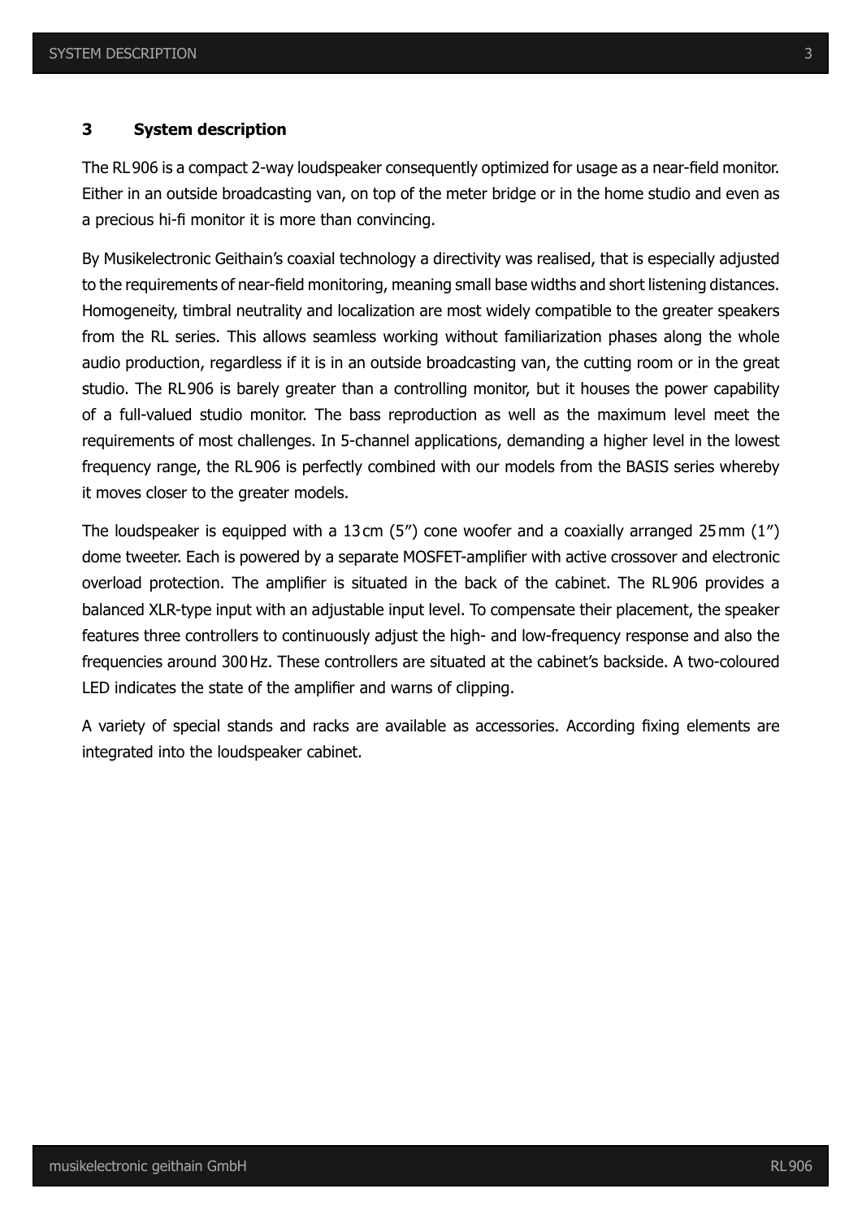# 3 System description

The RL 906 is a compact 2-way loudspeaker consequently optimized for usage as a near-field monitor. Either in an outside broadcasting van, on top of the meter bridge or in the home studio and even as a precious hi-fi monitor it is more than convincing.

By Musikelectronic Geithain's coaxial technology a directivity was realised, that is especially adjusted to the requirements of near-field monitoring, meaning small base widths and short listening distances. Homogeneity, timbral neutrality and localization are most widely compatible to the greater speakers from the RL series. This allows seamless working without familiarization phases along the whole audio production, regardless if it is in an outside broadcasting van, the cutting room or in the great studio. The RL 906 is barely greater than a controlling monitor, but it houses the power capability of a full-valued studio monitor. The bass reproduction as well as the maximum level meet the requirements of most challenges. In 5-channel applications, demanding a higher level in the lowest frequency range, the RL 906 is perfectly combined with our models from the BASIS series whereby it moves closer to the greater models.

The loudspeaker is equipped with a 13 cm (5") cone woofer and a coaxially arranged 25 mm (1") dome tweeter. Each is powered by a separate MOSFET-amplifier with active crossover and electronic overload protection. The amplifier is situated in the back of the cabinet. The RL 906 provides a balanced XLR-type input with an adjustable input level. To compensate their placement, the speaker features three controllers to continuously adjust the high- and low-frequency response and also the frequencies around 300 Hz. These controllers are situated at the cabinet's backside. A two-coloured LED indicates the state of the amplifier and warns of clipping.

A variety of special stands and racks are available as accessories. According fixing elements are integrated into the loudspeaker cabinet.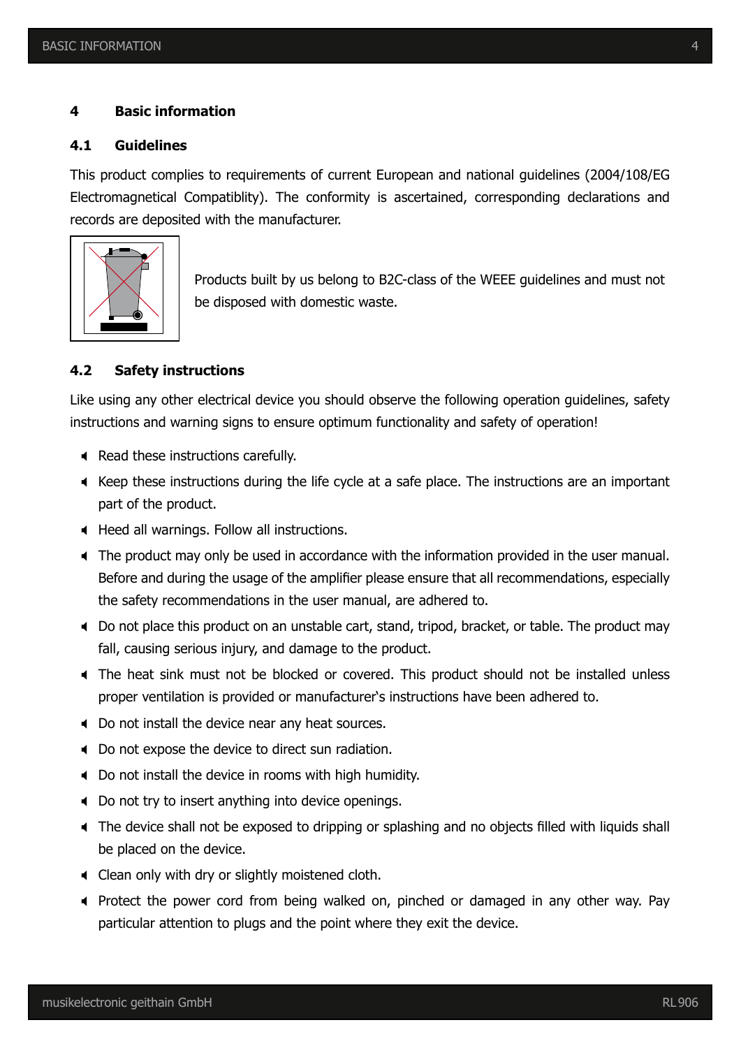# 4 Basic information

## 4.1 Guidelines

This product complies to requirements of current European and national guidelines (2004/108/EG Electromagnetical Compatiblity). The conformity is ascertained, corresponding declarations and records are deposited with the manufacturer.

Products built by us belong to B2C-class of the WEEE guidelines and must not be disposed with domestic waste.

## 4.2 Safety instructions

Like using any other electrical device you should observe the following operation guidelines, safety instructions and warning signs to ensure optimum functionality and safety of operation!

- Read these instructions carefully.
- Keep these instructions during the life cycle at a safe place. The instructions are an important part of the product.
- Heed all warnings. Follow all instructions.
- The product may only be used in accordance with the information provided in the user manual. Before and during the usage of the amplifier please ensure that all recommendations, especially the safety recommendations in the user manual, are adhered to.
- Do not place this product on an unstable cart, stand, tripod, bracket, or table. The product may fall, causing serious injury, and damage to the product.
- The heat sink must not be blocked or covered. This product should not be installed unless proper ventilation is provided or manufacturer's instructions have been adhered to.
- Do not install the device near any heat sources.
- Do not expose the device to direct sun radiation.
- Do not install the device in rooms with high humidity.
- Do not try to insert anything into device openings.
- The device shall not be exposed to dripping or splashing and no objects filled with liquids shall be placed on the device.
- Clean only with dry or slightly moistened cloth.
- Protect the power cord from being walked on, pinched or damaged in any other way. Pay particular attention to plugs and the point where they exit the device.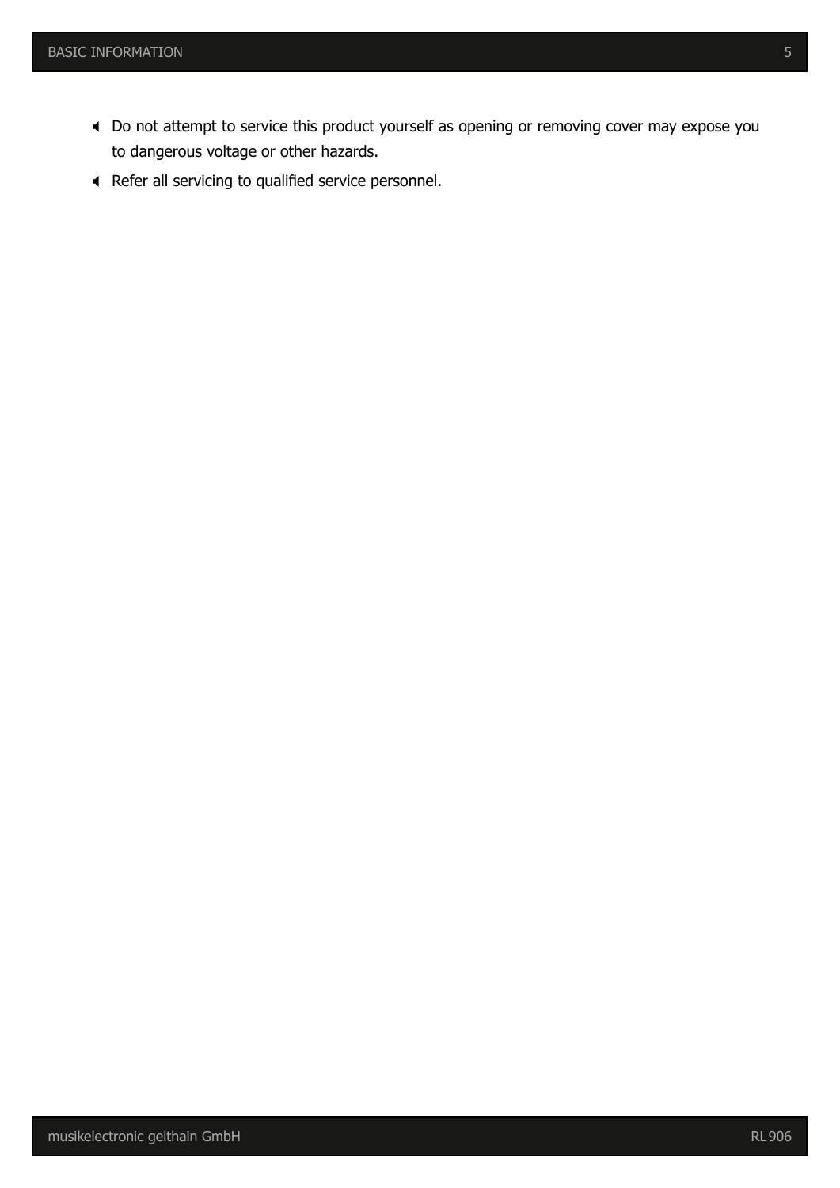- Do not attempt to service this product yourself as opening or removing cover may expose you to dangerous voltage or other hazards.
- Refer all servicing to qualified service personnel.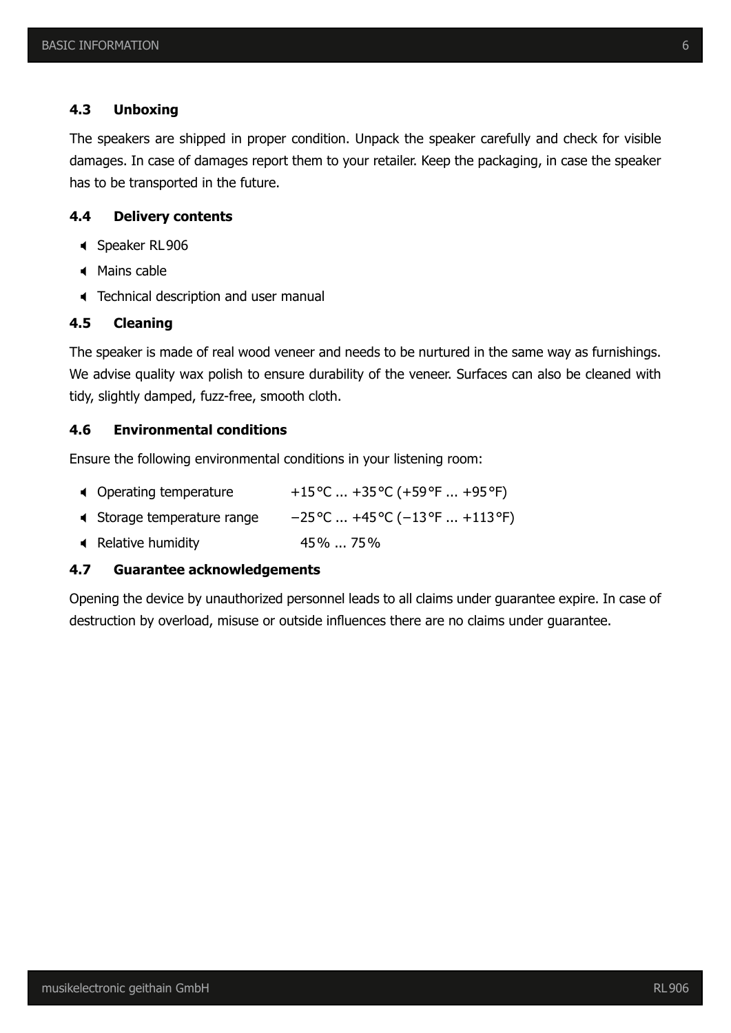### 4.3 Unboxing

The speakers are shipped in proper condition. Unpack the speaker carefully and check for visible damages. In case of damages report them to your retailer. Keep the packaging, in case the speaker has to be transported in the future.

### 4.4 Delivery contents

- Speaker RL 906
- Mains cable
- Technical description and user manual

### 4.5 Cleaning

The speaker is made of real wood veneer and needs to be nurtured in the same way as furnishings. We advise quality wax polish to ensure durability of the veneer. Surfaces can also be cleaned with tidy, slightly damped, fuzz-free, smooth cloth.

### 4.6 Environmental conditions

Ensure the following environmental conditions in your listening room:

- Operating temperature +15 °C ... +35 °C (+59 °F ... +95 °F)
- Storage temperature range −25 °C ... +45 °C (−13 °F ... +113 °F)
- Relative humidity 45 % ... 75 %

### 4.7 Guarantee acknowledgements

Opening the device by unauthorized personnel leads to all claims under guarantee expire. In case of destruction by overload, misuse or outside influences there are no claims under guarantee.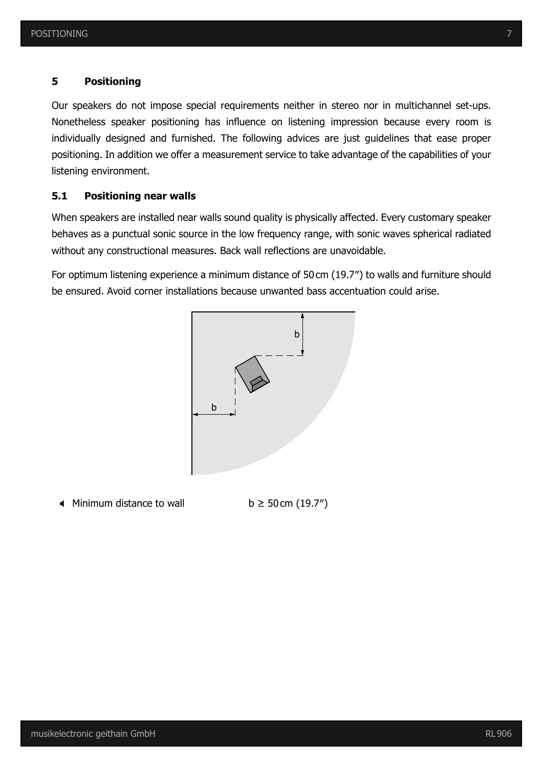# 5 Positioning

Our speakers do not impose special requirements neither in stereo nor in multichannel set-ups. Nonetheless speaker positioning has influence on listening impression because every room is individually designed and furnished. The following advices are just guidelines that ease proper positioning. In addition we offer a measurement service to take advantage of the capabilities of your listening environment.

## 5.1 Positioning near walls

When speakers are installed near walls sound quality is physically affected. Every customary speaker behaves as a punctual sonic source in the low frequency range, with sonic waves spherical radiated without any constructional measures. Back wall reflections are unavoidable.

For optimum listening experience a minimum distance of 50 cm (19.7″) to walls and furniture should be ensured. Avoid corner installations because unwanted bass accentuation could arise.

- Minimum distance to wall $b \geq 50$ cm (19.7″)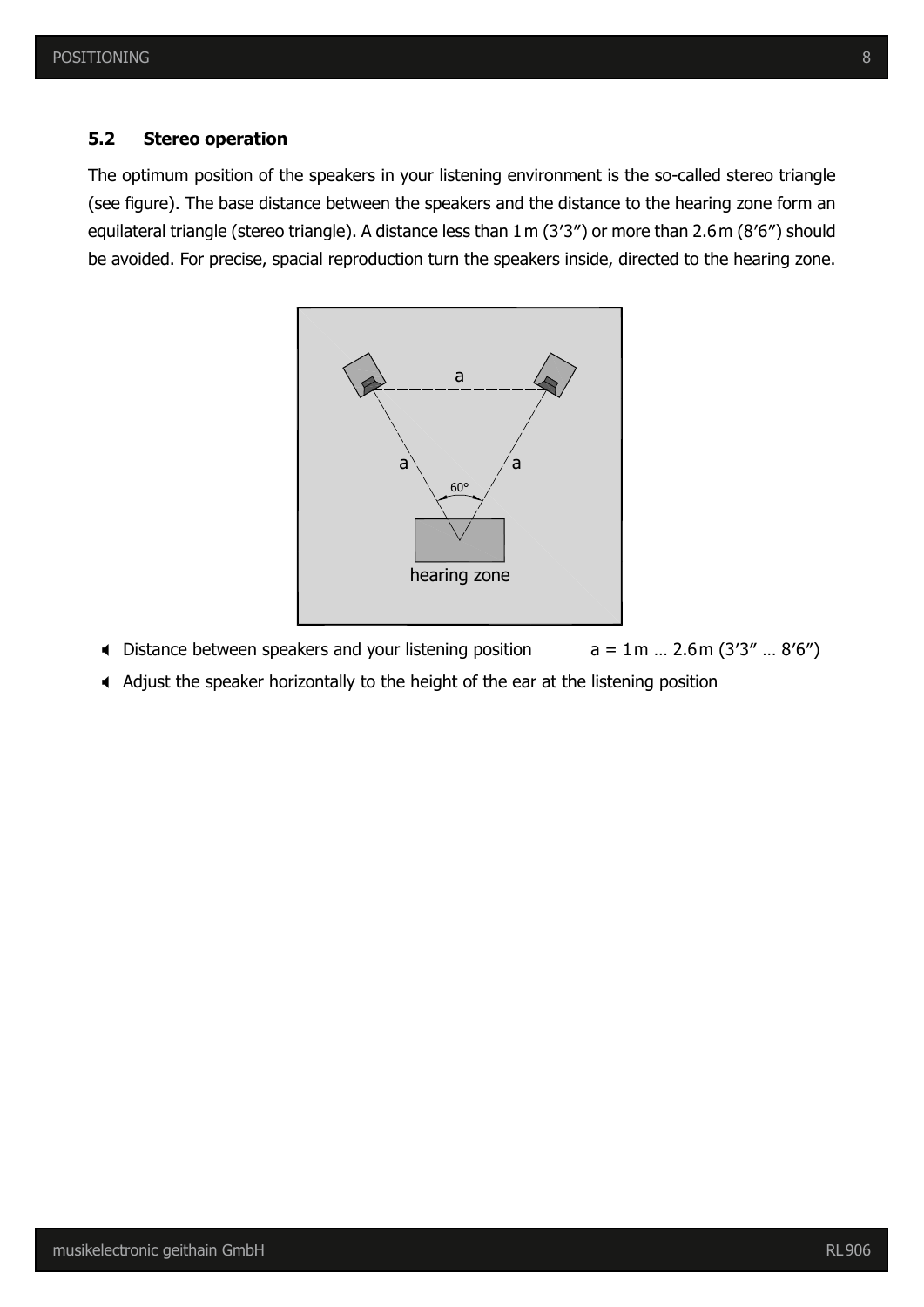## 5.2 Stereo operation

The optimum position of the speakers in your listening environment is the so-called stereo triangle (see figure). The base distance between the speakers and the distance to the hearing zone form an equilateral triangle (stereo triangle). A distance less than 1 m (3′3″) or more than 2.6 m (8′6″) should be avoided. For precise, spacial reproduction turn the speakers inside, directed to the hearing zone.

- Distance between speakers and your listening position a = 1 m … 2.6 m (3′3″ … 8′6″)
- Adjust the speaker horizontally to the height of the ear at the listening position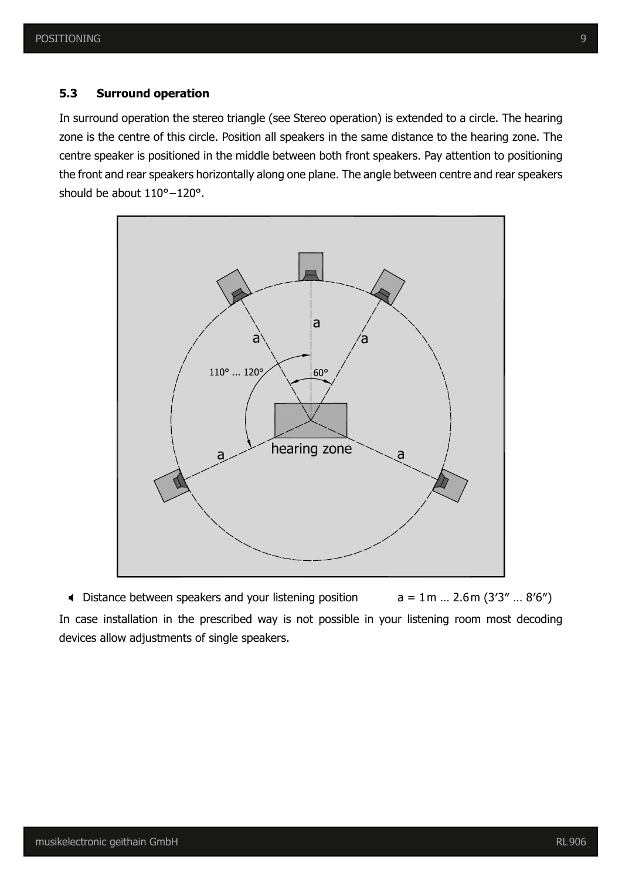### 5.3 Surround operation

In surround operation the stereo triangle (see Stereo operation) is extended to a circle. The hearing zone is the centre of this circle. Position all speakers in the same distance to the hearing zone. The centre speaker is positioned in the middle between both front speakers. Pay attention to positioning the front and rear speakers horizontally along one plane. The angle between centre and rear speakers should be about 110°−120°.

- Distance between speakers and your listening position a = 1 m … 2.6 m (3′3″ … 8′6″)

In case installation in the prescribed way is not possible in your listening room most decoding devices allow adjustments of single speakers.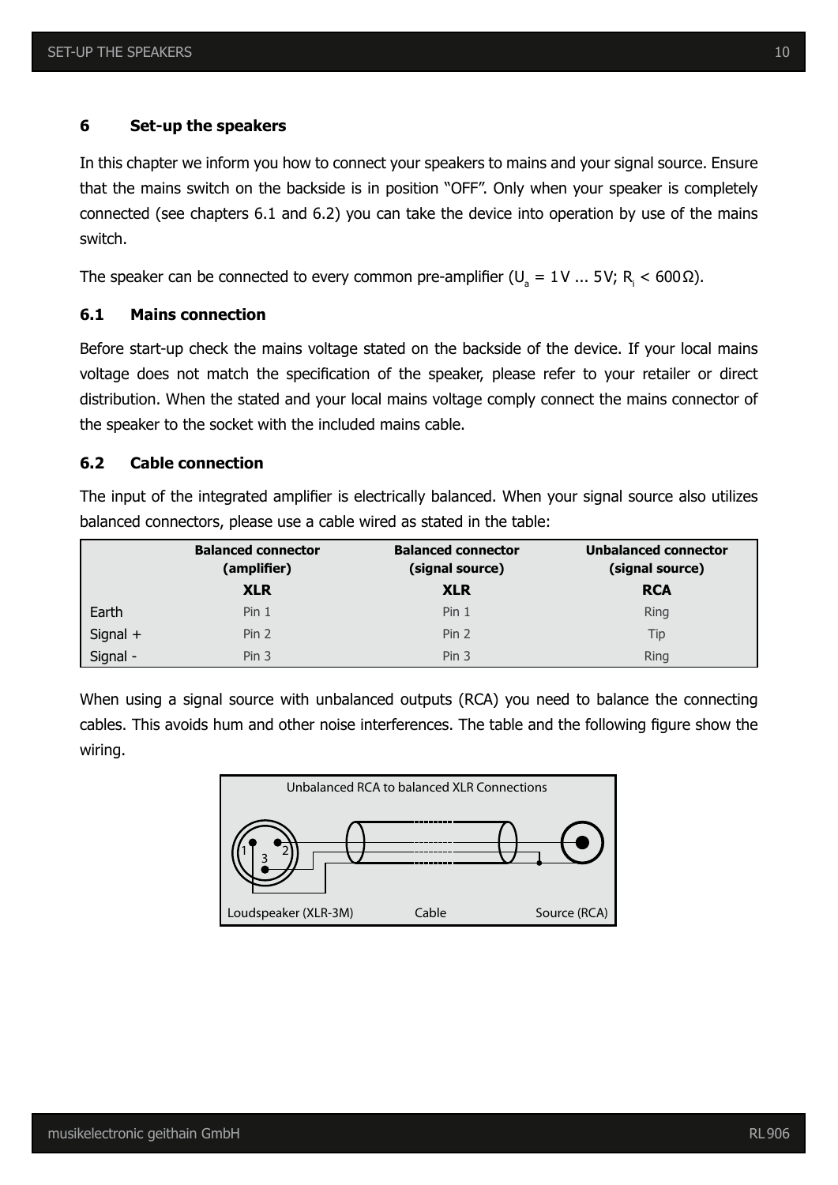## 6 Set-up the speakers

In this chapter we inform you how to connect your speakers to mains and your signal source. Ensure that the mains switch on the backside is in position "OFF". Only when your speaker is completely connected (see chapters 6.1 and 6.2) you can take the device into operation by use of the mains switch.

The speaker can be connected to every common pre-amplifier ($U_a$ = 1 V ... 5 V; $R_i$ < 600 Ω).

### 6.1 Mains connection

Before start-up check the mains voltage stated on the backside of the device. If your local mains voltage does not match the specification of the speaker, please refer to your retailer or direct distribution. When the stated and your local mains voltage comply connect the mains connector of the speaker to the socket with the included mains cable.

### 6.2 Cable connection

The input of the integrated amplifier is electrically balanced. When your signal source also utilizes balanced connectors, please use a cable wired as stated in the table:

| | Balanced connector (amplifier) | Balanced connector (signal source) | Unbalanced connector (signal source) |
|---|---|---|---|
| | **XLR** | **XLR** | **RCA** |
| Earth | Pin 1 | Pin 1 | Ring |
| Signal + | Pin 2 | Pin 2 | Tip |
| Signal - | Pin 3 | Pin 3 | Ring |

When using a signal source with unbalanced outputs (RCA) you need to balance the connecting cables. This avoids hum and other noise interferences. The table and the following figure show the wiring.

Unbalanced RCA to balanced XLR Connections

Loudspeaker (XLR-3M) Cable Source (RCA)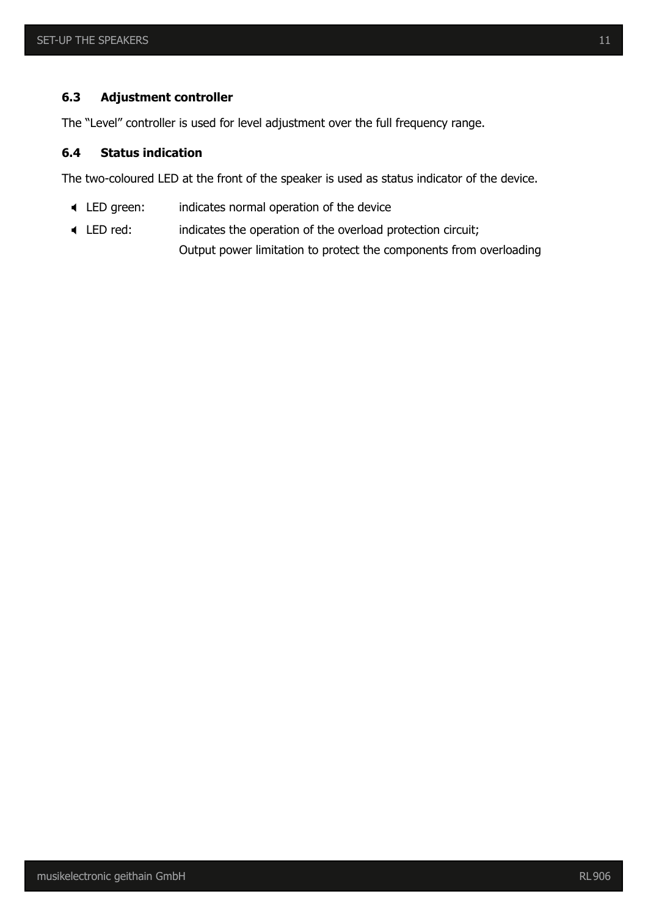### 6.3 Adjustment controller

The “Level” controller is used for level adjustment over the full frequency range.

### 6.4 Status indication

The two-coloured LED at the front of the speaker is used as status indicator of the device.

- LED green: indicates normal operation of the device
- LED red: indicates the operation of the overload protection circuit;
  Output power limitation to protect the components from overloading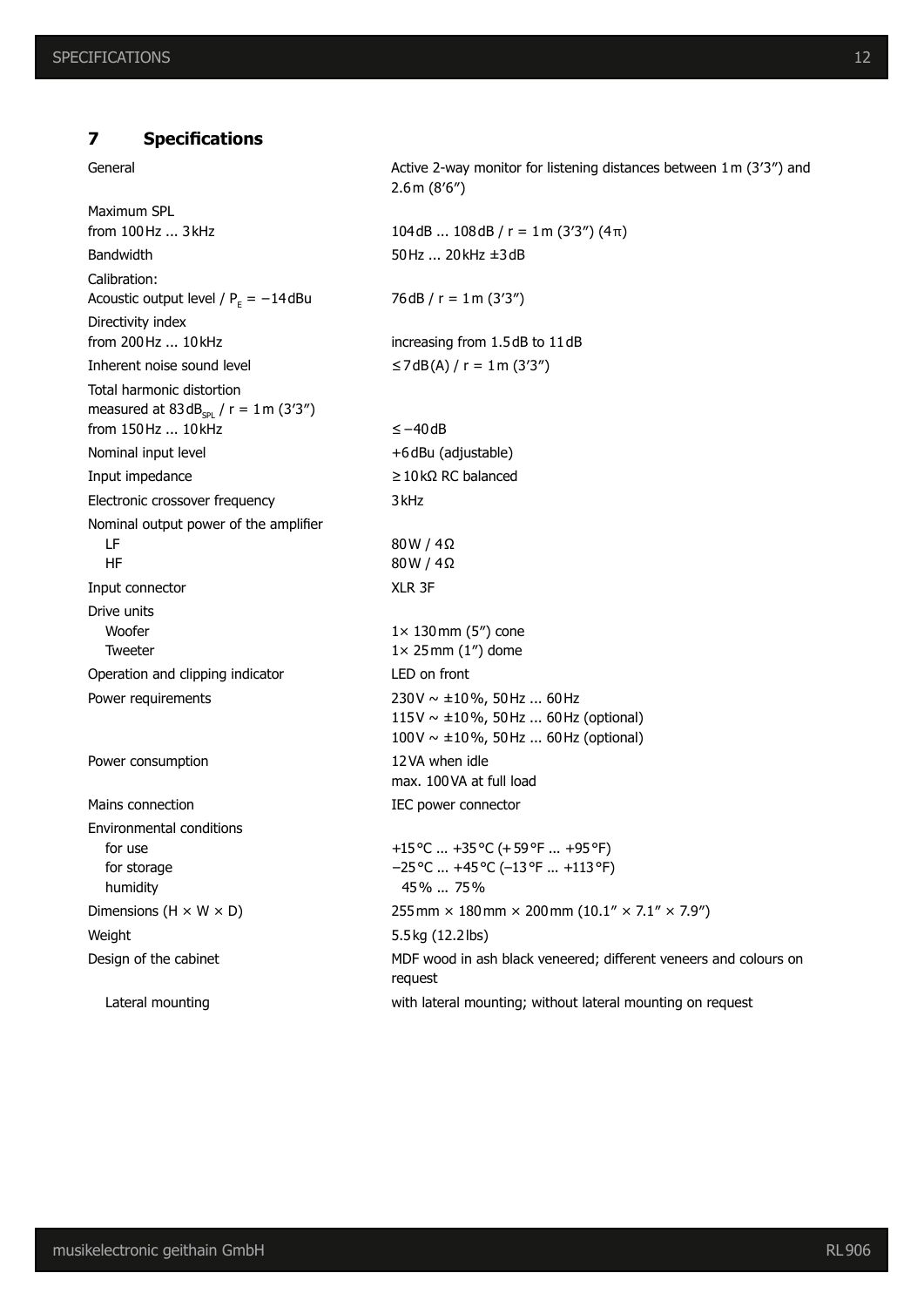## 7 Specifications

| | |
|---|---|
| General | Active 2-way monitor for listening distances between 1 m (3'3") and 2.6 m (8'6") |
| Maximum SPL from 100 Hz ... 3 kHz | 104 dB ... 108 dB / r = 1 m (3'3") (4π) |
| Bandwidth | 50 Hz ... 20 kHz ±3 dB |
| Calibration: Acoustic output level / $P_E$ = −14 dBu | 76 dB / r = 1 m (3'3") |
| Directivity index from 200 Hz ... 10 kHz | increasing from 1.5 dB to 11 dB |
| Inherent noise sound level | ≤ 7 dB(A) / r = 1 m (3'3") |
| Total harmonic distortion measured at 83 $dB_{SPL}$ / r = 1 m (3'3") from 150 Hz ... 10 kHz | ≤ −40 dB |
| Nominal input level | +6 dBu (adjustable) |
| Input impedance | ≥ 10 kΩ RC balanced |
| Electronic crossover frequency | 3 kHz |
| Nominal output power of the amplifier | |
| LF | 80 W / 4 Ω |
| HF | 80 W / 4 Ω |
| Input connector | XLR 3F |
| Drive units | |
| Woofer | 1× 130 mm (5") cone |
| Tweeter | 1× 25 mm (1") dome |
| Operation and clipping indicator | LED on front |
| Power requirements | 230 V ~ ±10 %, 50 Hz ... 60 Hz<br>115 V ~ ±10 %, 50 Hz ... 60 Hz (optional)<br>100 V ~ ±10 %, 50 Hz ... 60 Hz (optional) |
| Power consumption | 12 VA when idle<br>max. 100 VA at full load |
| Mains connection | IEC power connector |
| Environmental conditions | |
| for use | +15 °C ... +35 °C (+ 59 °F ... +95 °F) |
| for storage | −25 °C ... +45 °C (−13 °F ... +113 °F) |
| humidity | 45 % ... 75 % |
| Dimensions (H × W × D) | 255 mm × 180 mm × 200 mm (10.1" × 7.1" × 7.9") |
| Weight | 5.5 kg (12.2 lbs) |
| Design of the cabinet | MDF wood in ash black veneered; different veneers and colours on request |
| Lateral mounting | with lateral mounting; without lateral mounting on request |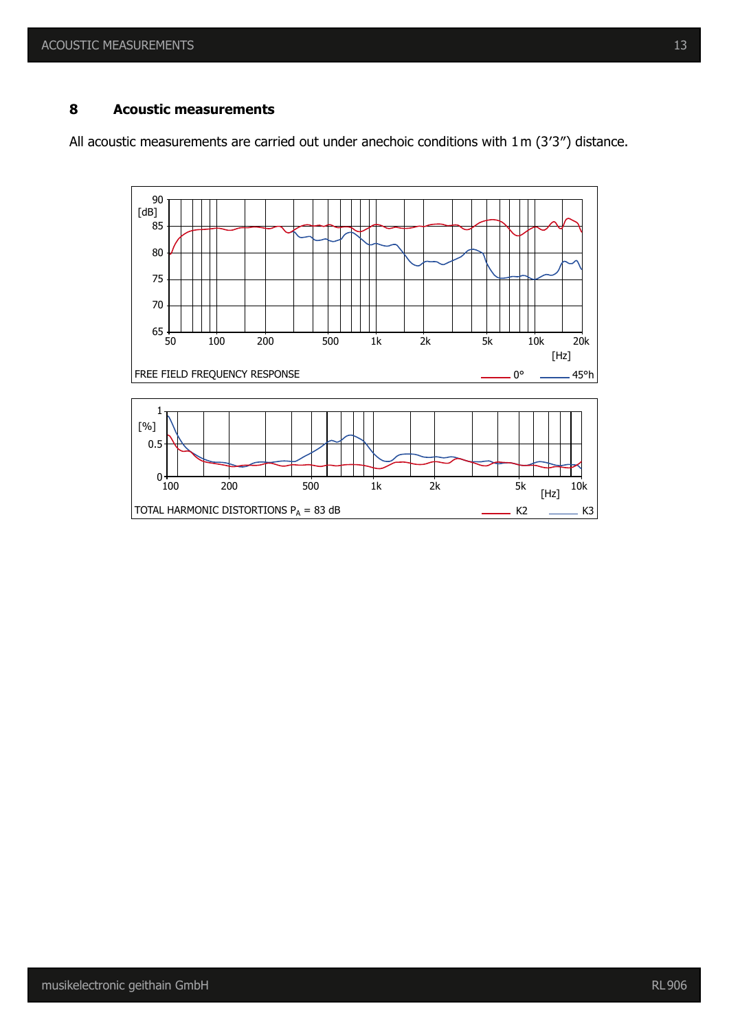## 8 Acoustic measurements

All acoustic measurements are carried out under anechoic conditions with 1 m (3’3”) distance.

FREE FIELD FREQUENCY RESPONSE — 0° / 45°h

TOTAL HARMONIC DISTORTIONS $P_A$ = 83 dB — K2 / K3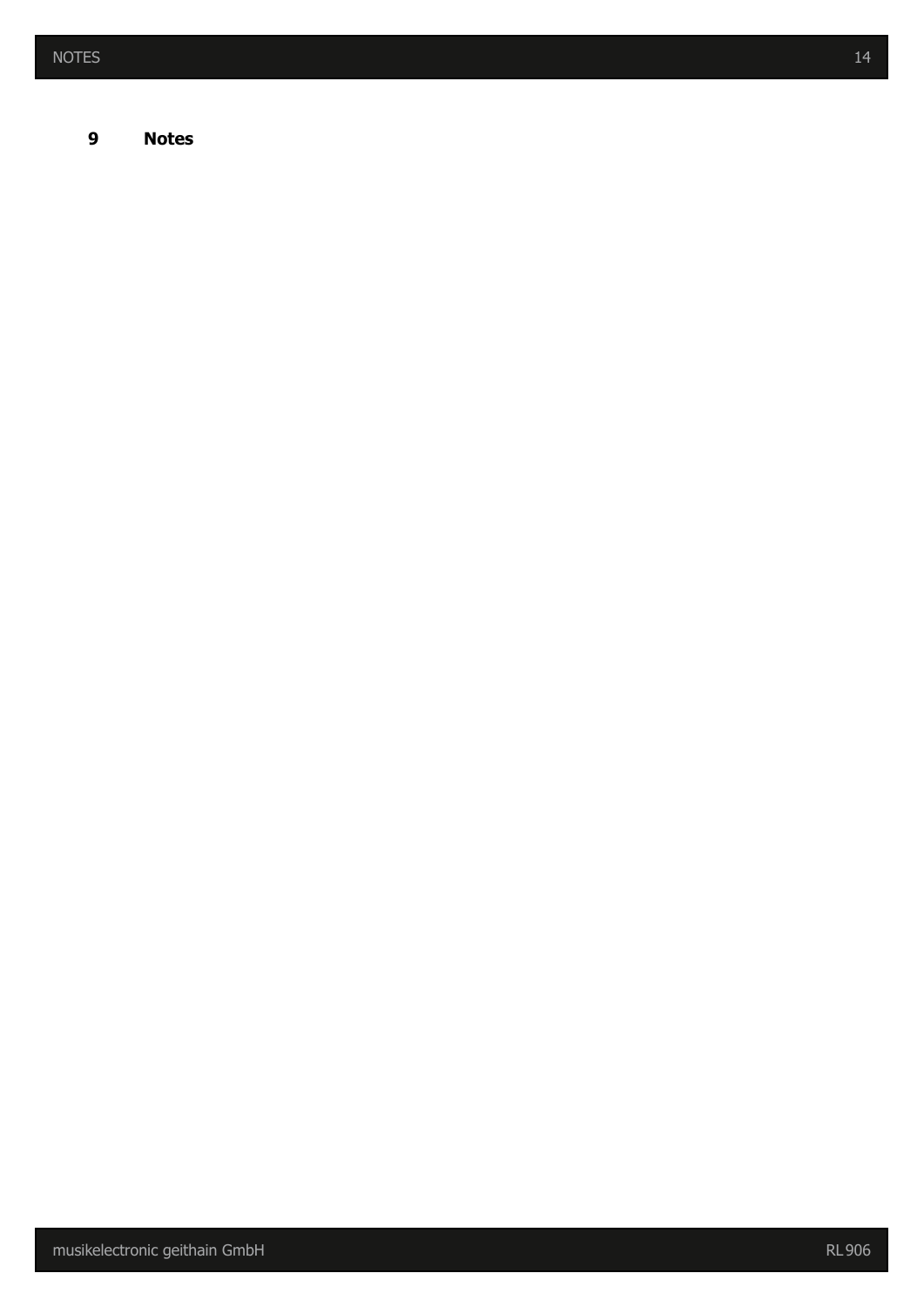## 9 Notes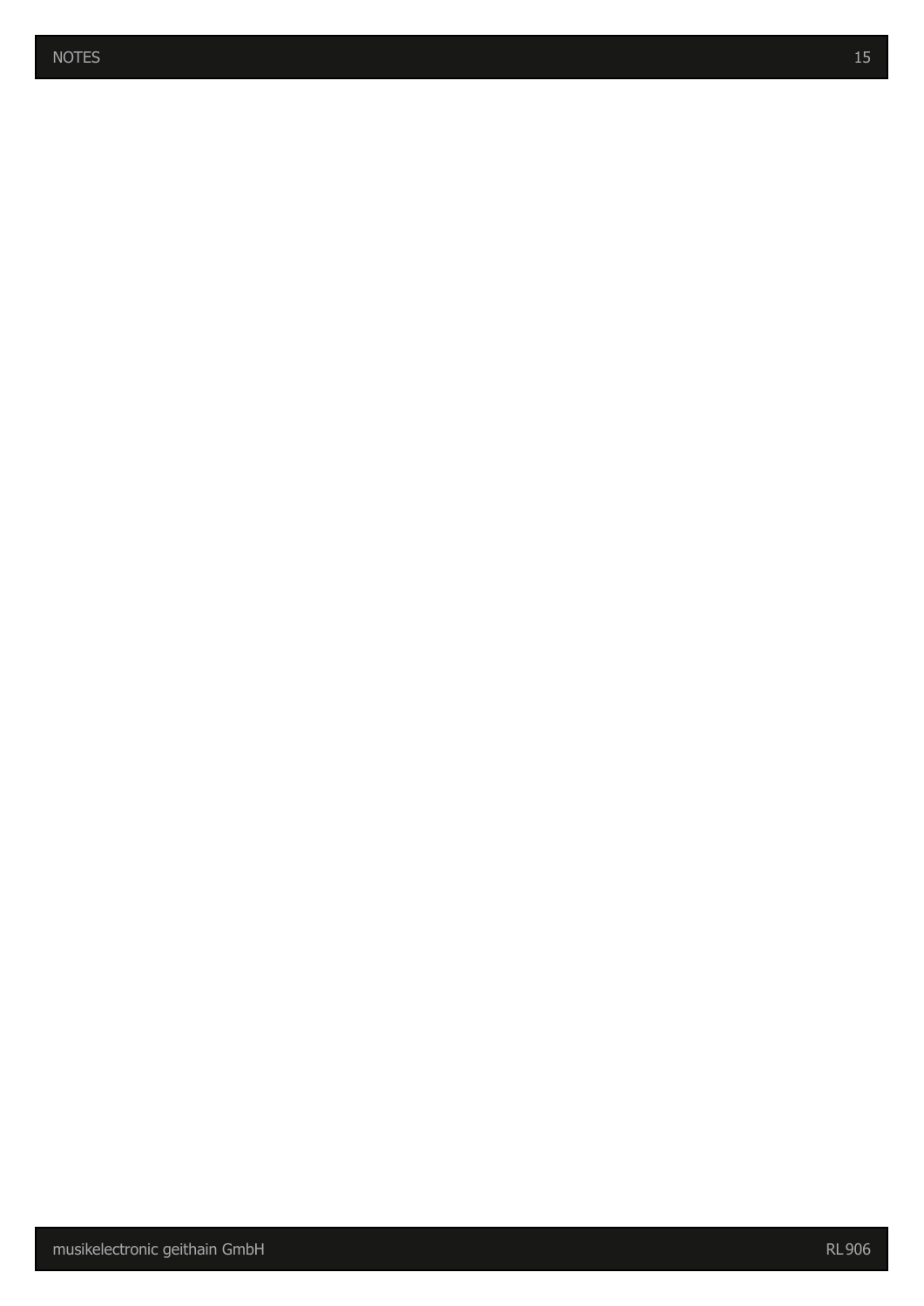# NOTES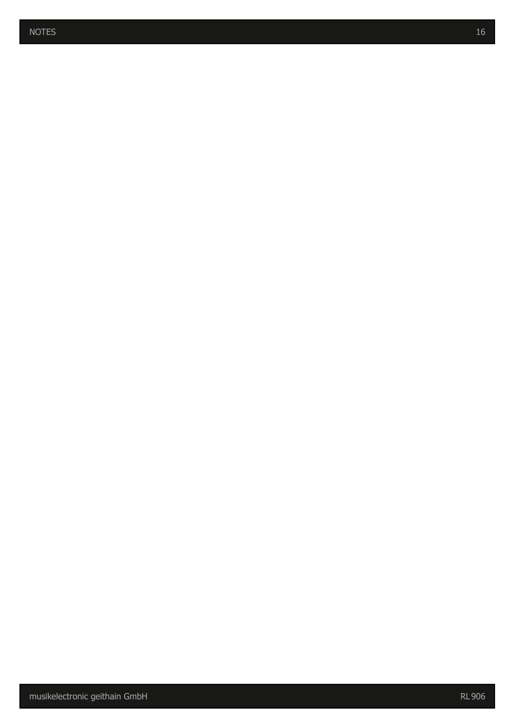# NOTES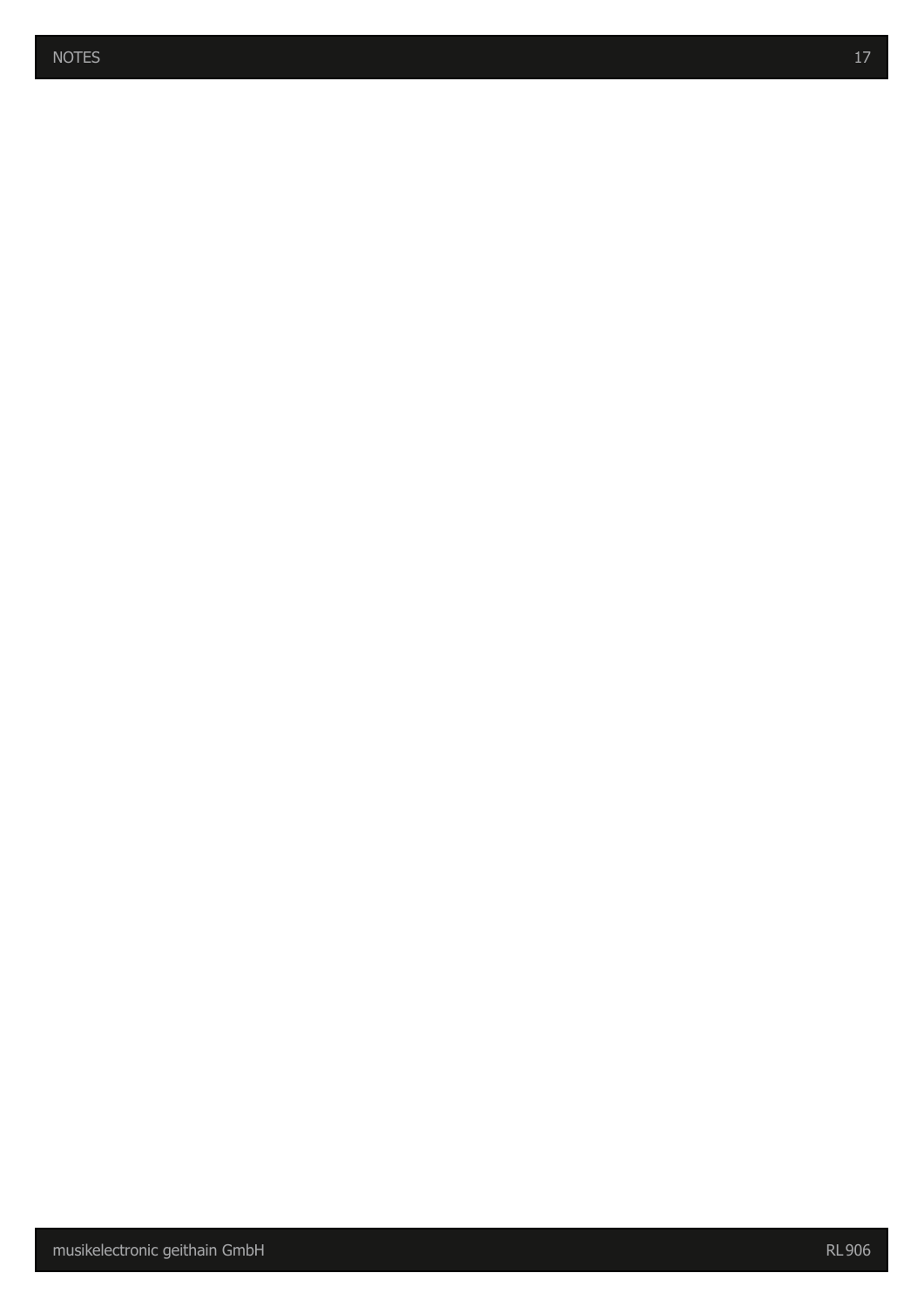# NOTES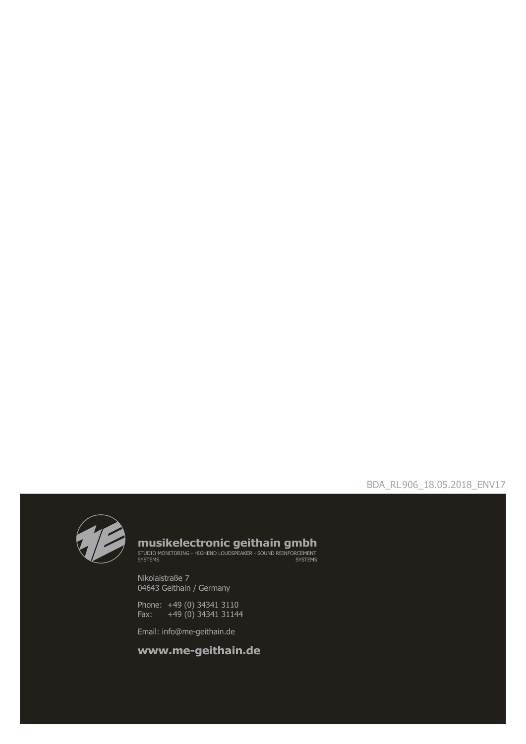BDA_RL 906_18.05.2018_ENV17

**musikelectronic geithain gmbh**

STUDIO MONITORING - HIGHEND LOUDSPEAKER - SOUND REINFORCEMENT SYSTEMS SYSTEMS

Nikolaistraße 7
04643 Geithain / Germany

Phone: +49 (0) 34341 3110
Fax: +49 (0) 34341 31144

Email: info@me-geithain.de

**www.me-geithain.de**